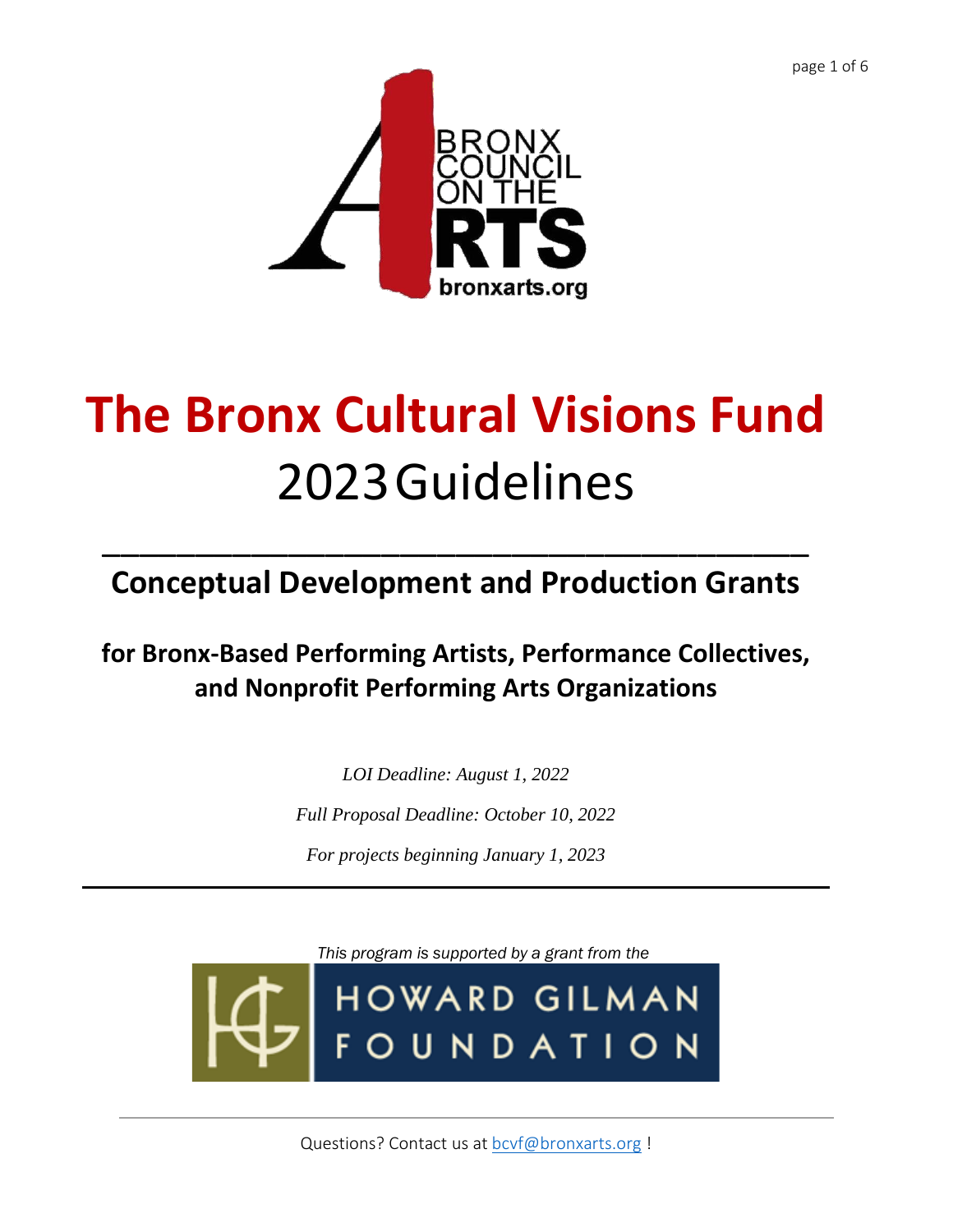# The Bronx Cultural Visions Fund

## 2023 Guidelines

---

## Conceptual Development and Production Grants

### for Bronx-Based Performing Artists, Performance Collectives, and Nonprofit Performing Arts Organizations

*LOI Deadline: August 1, 2022*

*Full Proposal Deadline: October 10, 2022*

*For projects beginning January 1, 2023*

---

*This program is supported by a grant from the*

HOWARD GILMAN FOUNDATION

---

Questions? Contact us at bcvf@bronxarts.org !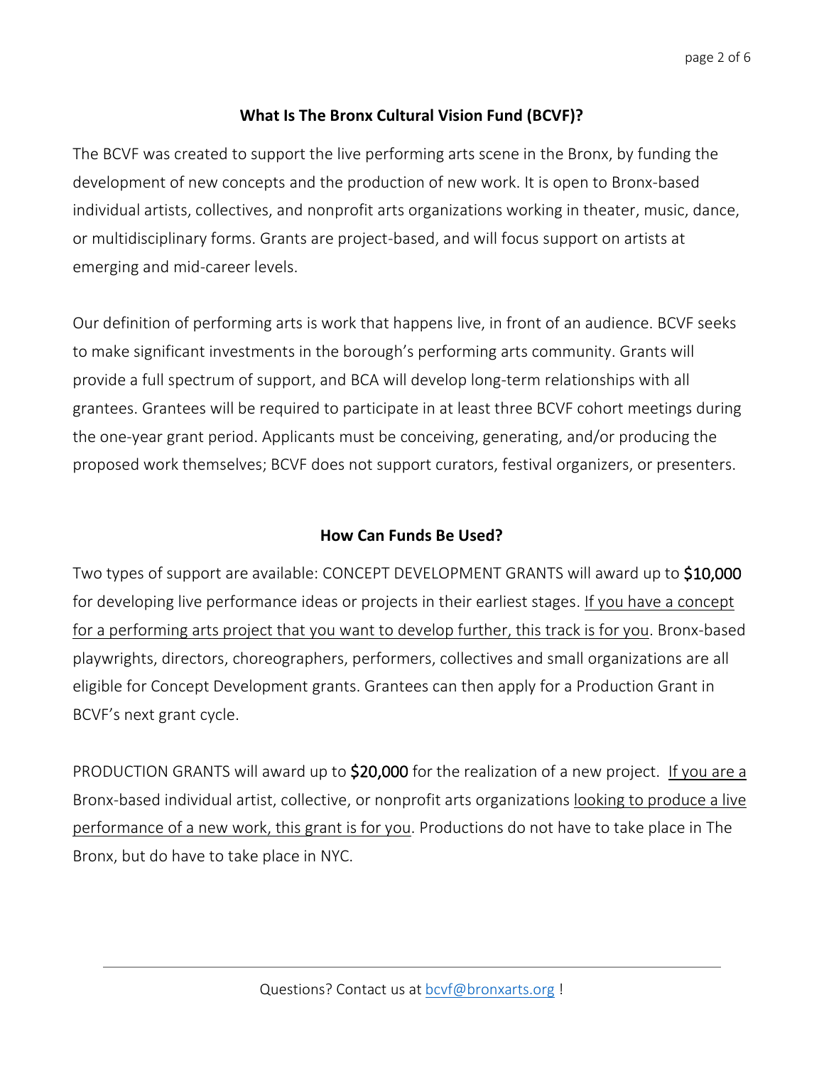## What Is The Bronx Cultural Vision Fund (BCVF)?

The BCVF was created to support the live performing arts scene in the Bronx, by funding the development of new concepts and the production of new work. It is open to Bronx-based individual artists, collectives, and nonprofit arts organizations working in theater, music, dance, or multidisciplinary forms. Grants are project-based, and will focus support on artists at emerging and mid-career levels.

Our definition of performing arts is work that happens live, in front of an audience. BCVF seeks to make significant investments in the borough's performing arts community. Grants will provide a full spectrum of support, and BCA will develop long-term relationships with all grantees. Grantees will be required to participate in at least three BCVF cohort meetings during the one-year grant period. Applicants must be conceiving, generating, and/or producing the proposed work themselves; BCVF does not support curators, festival organizers, or presenters.

## How Can Funds Be Used?

Two types of support are available: CONCEPT DEVELOPMENT GRANTS will award up to **$10,000** for developing live performance ideas or projects in their earliest stages. If you have a concept for a performing arts project that you want to develop further, this track is for you. Bronx-based playwrights, directors, choreographers, performers, collectives and small organizations are all eligible for Concept Development grants. Grantees can then apply for a Production Grant in BCVF's next grant cycle.

PRODUCTION GRANTS will award up to **$20,000** for the realization of a new project. If you are a Bronx-based individual artist, collective, or nonprofit arts organizations looking to produce a live performance of a new work, this grant is for you. Productions do not have to take place in The Bronx, but do have to take place in NYC.

Questions? Contact us at bcvf@bronxarts.org !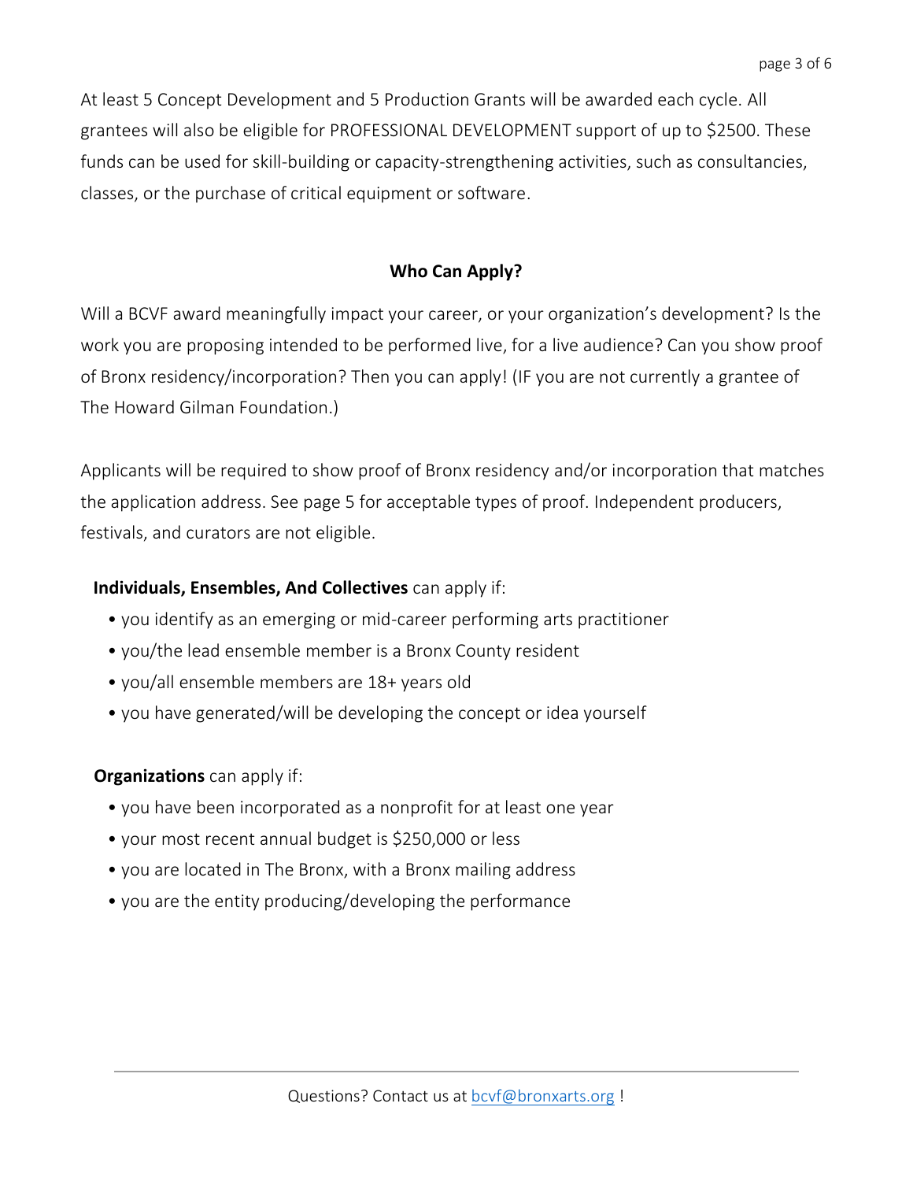At least 5 Concept Development and 5 Production Grants will be awarded each cycle. All grantees will also be eligible for PROFESSIONAL DEVELOPMENT support of up to $2500. These funds can be used for skill-building or capacity-strengthening activities, such as consultancies, classes, or the purchase of critical equipment or software.

## Who Can Apply?

Will a BCVF award meaningfully impact your career, or your organization's development? Is the work you are proposing intended to be performed live, for a live audience? Can you show proof of Bronx residency/incorporation? Then you can apply! (IF you are not currently a grantee of The Howard Gilman Foundation.)

Applicants will be required to show proof of Bronx residency and/or incorporation that matches the application address. See page 5 for acceptable types of proof. Independent producers, festivals, and curators are not eligible.

**Individuals, Ensembles, And Collectives** can apply if:

- you identify as an emerging or mid-career performing arts practitioner
- you/the lead ensemble member is a Bronx County resident
- you/all ensemble members are 18+ years old
- you have generated/will be developing the concept or idea yourself

**Organizations** can apply if:

- you have been incorporated as a nonprofit for at least one year
- your most recent annual budget is $250,000 or less
- you are located in The Bronx, with a Bronx mailing address
- you are the entity producing/developing the performance

Questions? Contact us at bcvf@bronxarts.org !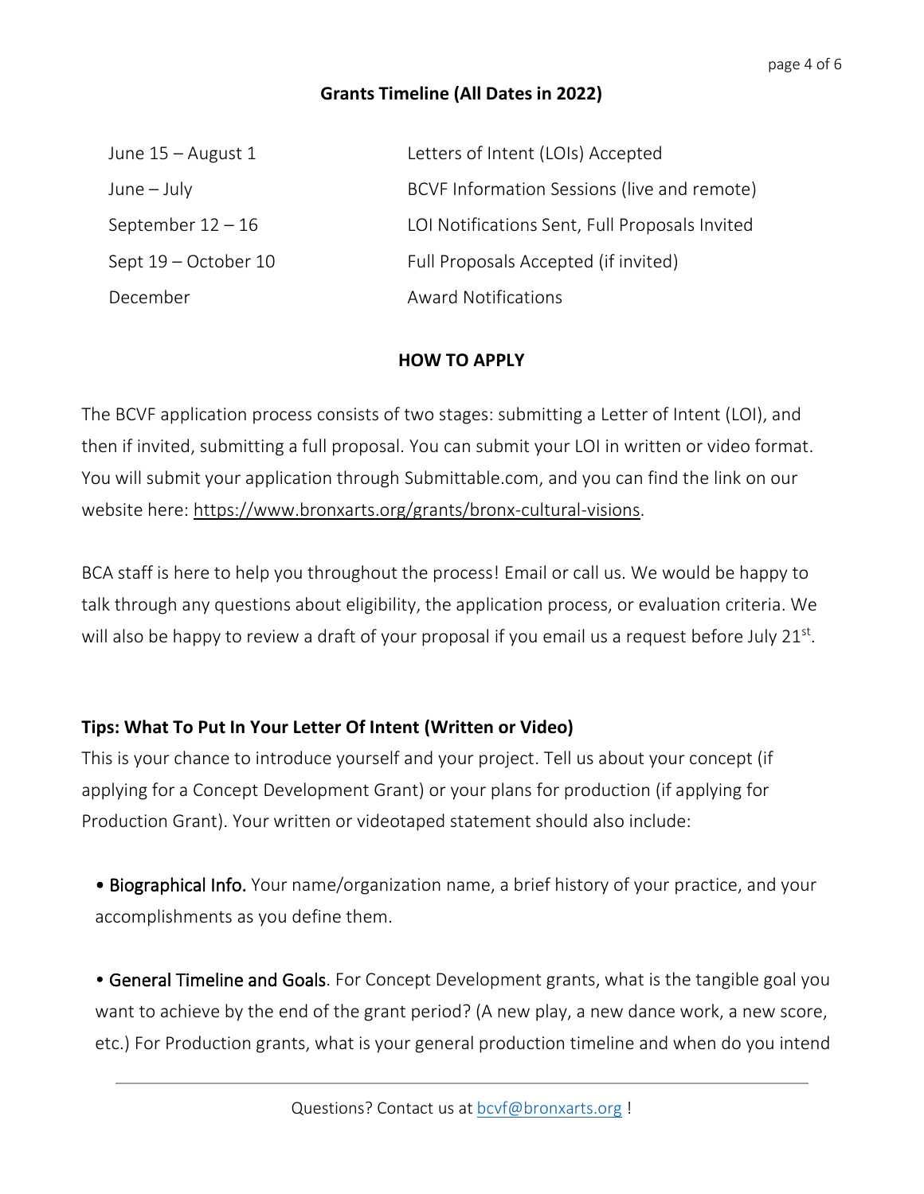## Grants Timeline (All Dates in 2022)

| | |
|---|---|
| June 15 – August 1 | Letters of Intent (LOIs) Accepted |
| June – July | BCVF Information Sessions (live and remote) |
| September 12 – 16 | LOI Notifications Sent, Full Proposals Invited |
| Sept 19 – October 10 | Full Proposals Accepted (if invited) |
| December | Award Notifications |

## HOW TO APPLY

The BCVF application process consists of two stages: submitting a Letter of Intent (LOI), and then if invited, submitting a full proposal. You can submit your LOI in written or video format. You will submit your application through Submittable.com, and you can find the link on our website here: https://www.bronxarts.org/grants/bronx-cultural-visions.

BCA staff is here to help you throughout the process! Email or call us. We would be happy to talk through any questions about eligibility, the application process, or evaluation criteria. We will also be happy to review a draft of your proposal if you email us a request before July 21st.

### Tips: What To Put In Your Letter Of Intent (Written or Video)

This is your chance to introduce yourself and your project. Tell us about your concept (if applying for a Concept Development Grant) or your plans for production (if applying for Production Grant). Your written or videotaped statement should also include:

- **Biographical Info.** Your name/organization name, a brief history of your practice, and your accomplishments as you define them.

- **General Timeline and Goals**. For Concept Development grants, what is the tangible goal you want to achieve by the end of the grant period? (A new play, a new dance work, a new score, etc.) For Production grants, what is your general production timeline and when do you intend

Questions? Contact us at bcvf@bronxarts.org !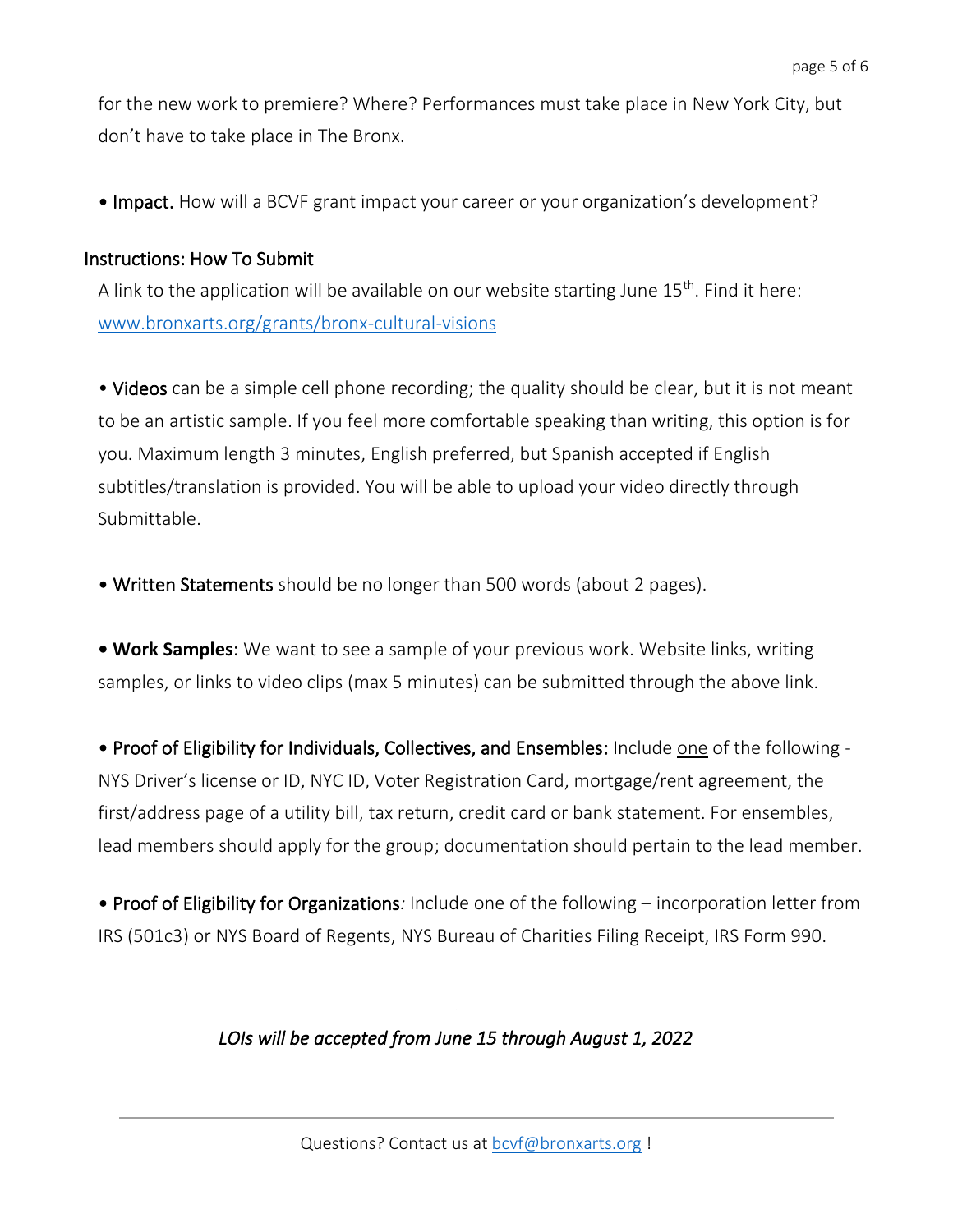for the new work to premiere? Where? Performances must take place in New York City, but don't have to take place in The Bronx.

- **Impact.** How will a BCVF grant impact your career or your organization's development?

## Instructions: How To Submit

A link to the application will be available on our website starting June 15th. Find it here: [www.bronxarts.org/grants/bronx-cultural-visions](www.bronxarts.org/grants/bronx-cultural-visions)

- **Videos** can be a simple cell phone recording; the quality should be clear, but it is not meant to be an artistic sample. If you feel more comfortable speaking than writing, this option is for you. Maximum length 3 minutes, English preferred, but Spanish accepted if English subtitles/translation is provided. You will be able to upload your video directly through Submittable.

- **Written Statements** should be no longer than 500 words (about 2 pages).

- **Work Samples**: We want to see a sample of your previous work. Website links, writing samples, or links to video clips (max 5 minutes) can be submitted through the above link.

- **Proof of Eligibility for Individuals, Collectives, and Ensembles:** Include one of the following - NYS Driver's license or ID, NYC ID, Voter Registration Card, mortgage/rent agreement, the first/address page of a utility bill, tax return, credit card or bank statement. For ensembles, lead members should apply for the group; documentation should pertain to the lead member.

- **Proof of Eligibility for Organizations***:* Include one of the following – incorporation letter from IRS (501c3) or NYS Board of Regents, NYS Bureau of Charities Filing Receipt, IRS Form 990.

*LOIs will be accepted from June 15 through August 1, 2022*

---

Questions? Contact us at [bcvf@bronxarts.org](mailto:bcvf@bronxarts.org) !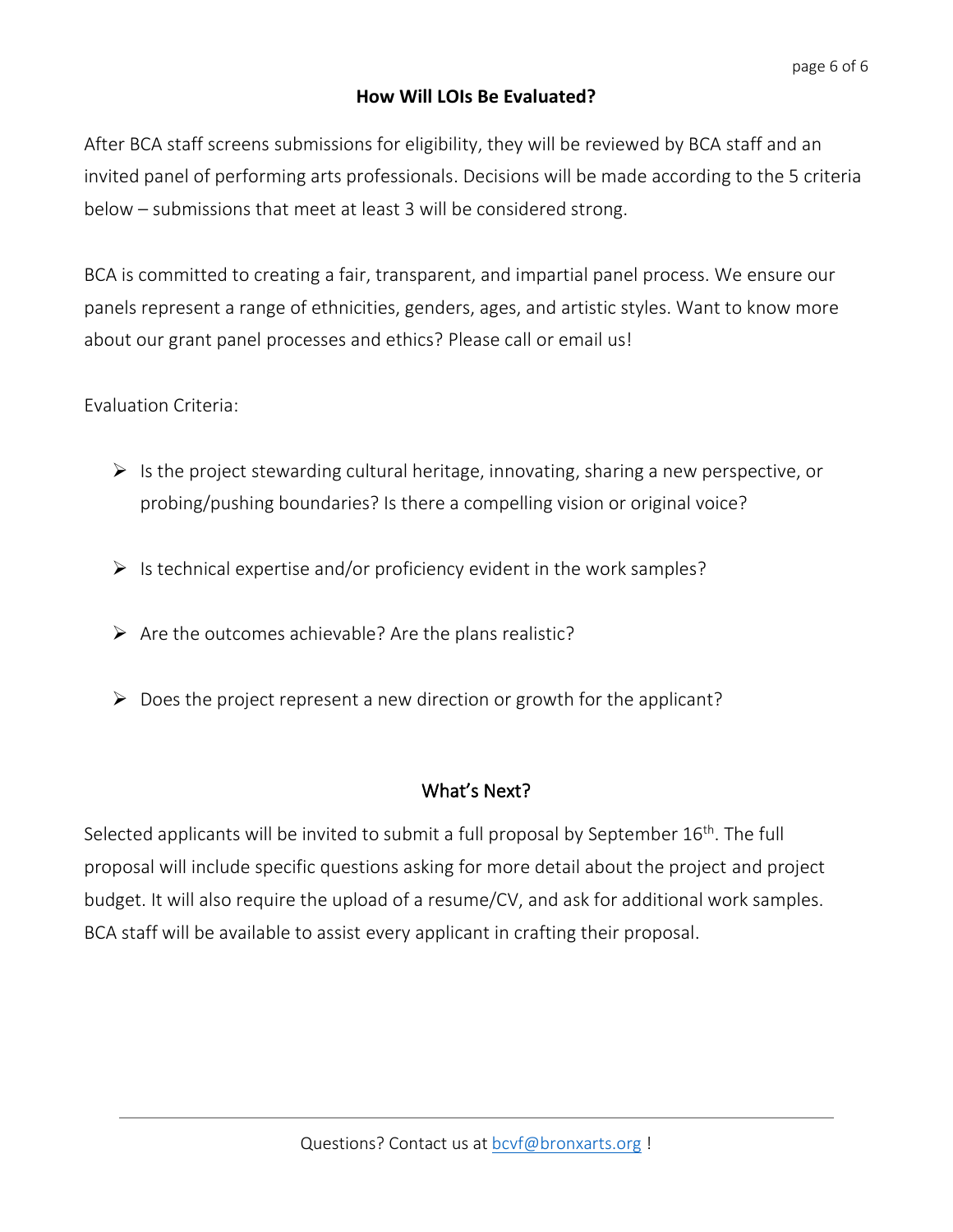## How Will LOIs Be Evaluated?

After BCA staff screens submissions for eligibility, they will be reviewed by BCA staff and an invited panel of performing arts professionals. Decisions will be made according to the 5 criteria below – submissions that meet at least 3 will be considered strong.

BCA is committed to creating a fair, transparent, and impartial panel process. We ensure our panels represent a range of ethnicities, genders, ages, and artistic styles. Want to know more about our grant panel processes and ethics? Please call or email us!

Evaluation Criteria:

- Is the project stewarding cultural heritage, innovating, sharing a new perspective, or probing/pushing boundaries? Is there a compelling vision or original voice?
- Is technical expertise and/or proficiency evident in the work samples?
- Are the outcomes achievable? Are the plans realistic?
- Does the project represent a new direction or growth for the applicant?

## What's Next?

Selected applicants will be invited to submit a full proposal by September 16th. The full proposal will include specific questions asking for more detail about the project and project budget. It will also require the upload of a resume/CV, and ask for additional work samples. BCA staff will be available to assist every applicant in crafting their proposal.

Questions? Contact us at bcvf@bronxarts.org !